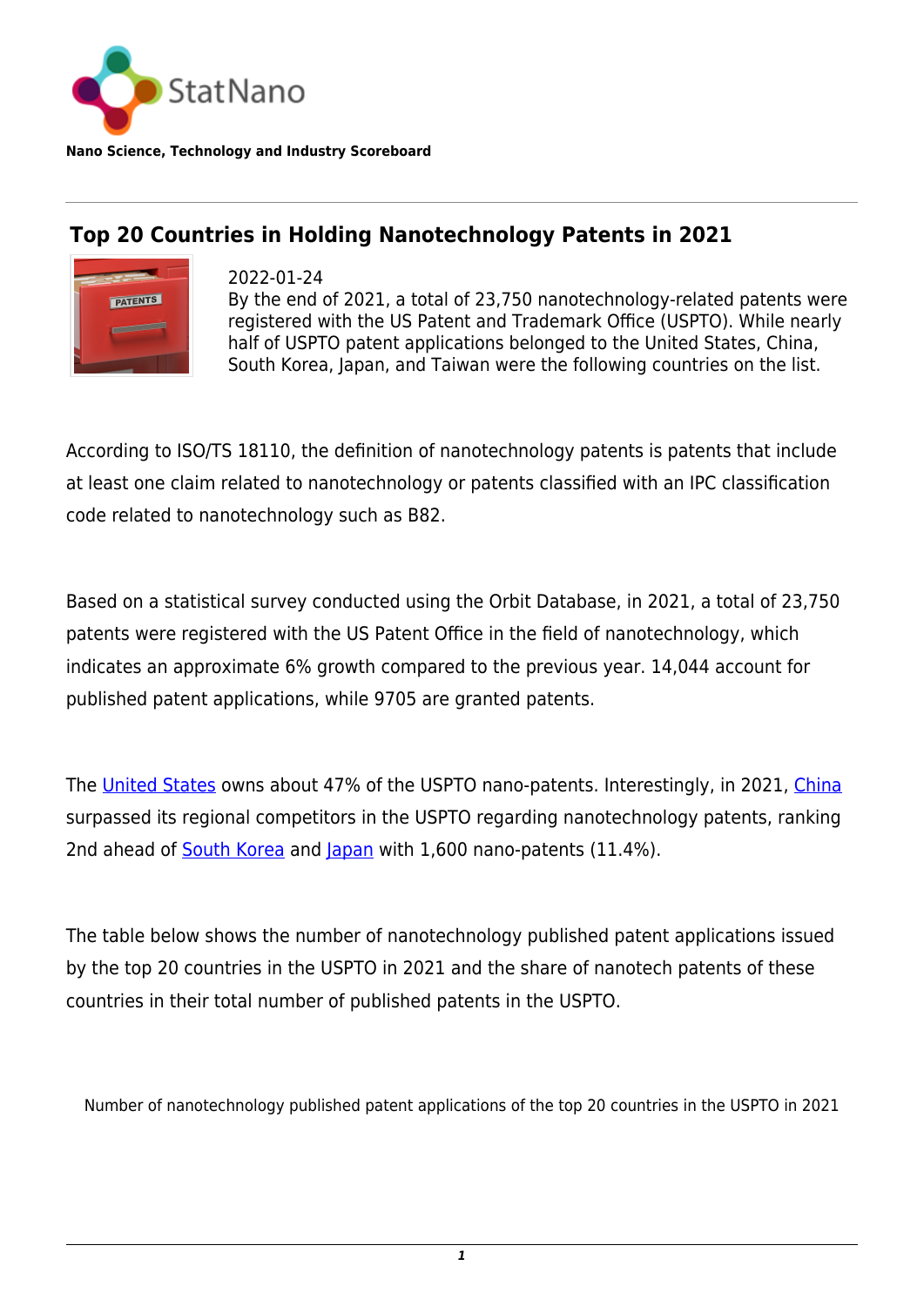StatNano

**Nano Science, Technology and Industry Scoreboard**

## Top 20 Countries in Holding Nanotechnology Patents in 2021

2022-01-24

By the end of 2021, a total of 23,750 nanotechnology-related patents were registered with the US Patent and Trademark Office (USPTO). While nearly half of USPTO patent applications belonged to the United States, China, South Korea, Japan, and Taiwan were the following countries on the list.

According to ISO/TS 18110, the definition of nanotechnology patents is patents that include at least one claim related to nanotechnology or patents classified with an IPC classification code related to nanotechnology such as B82.

Based on a statistical survey conducted using the Orbit Database, in 2021, a total of 23,750 patents were registered with the US Patent Office in the field of nanotechnology, which indicates an approximate 6% growth compared to the previous year. 14,044 account for published patent applications, while 9705 are granted patents.

The United States owns about 47% of the USPTO nano-patents. Interestingly, in 2021, China surpassed its regional competitors in the USPTO regarding nanotechnology patents, ranking 2nd ahead of South Korea and Japan with 1,600 nano-patents (11.4%).

The table below shows the number of nanotechnology published patent applications issued by the top 20 countries in the USPTO in 2021 and the share of nanotech patents of these countries in their total number of published patents in the USPTO.

Number of nanotechnology published patent applications of the top 20 countries in the USPTO in 2021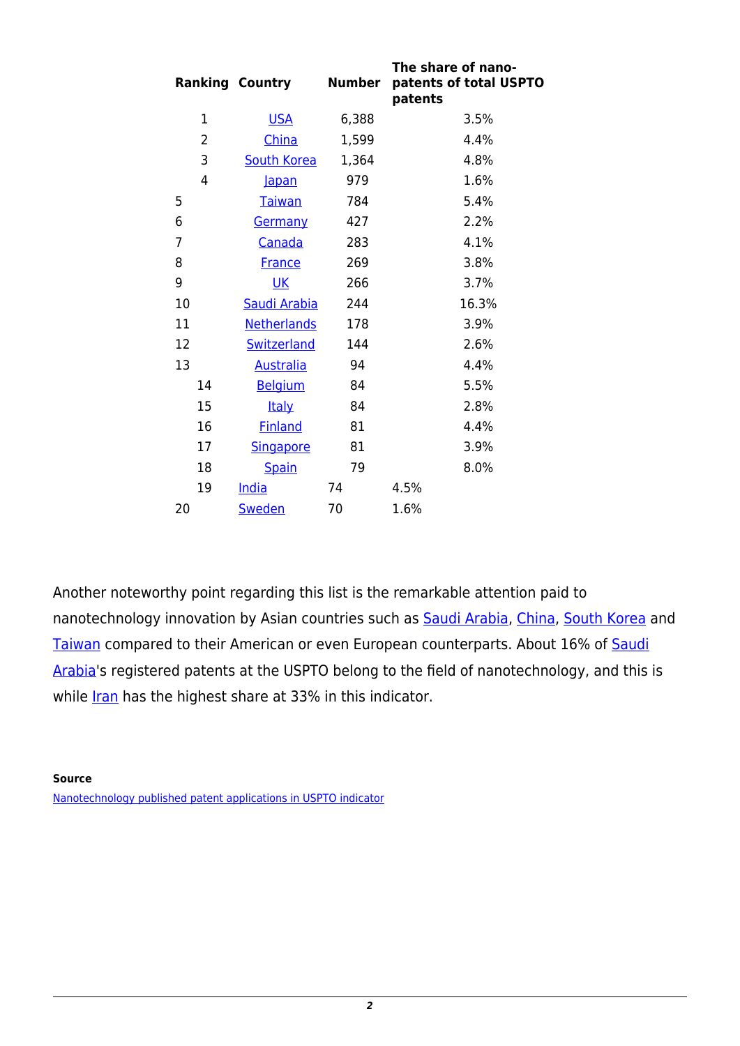| Ranking | Country | Number | The share of nano-patents of total USPTO patents |
|---|---|---|---|
| 1 | USA | 6,388 | 3.5% |
| 2 | China | 1,599 | 4.4% |
| 3 | South Korea | 1,364 | 4.8% |
| 4 | Japan | 979 | 1.6% |
| 5 | Taiwan | 784 | 5.4% |
| 6 | Germany | 427 | 2.2% |
| 7 | Canada | 283 | 4.1% |
| 8 | France | 269 | 3.8% |
| 9 | UK | 266 | 3.7% |
| 10 | Saudi Arabia | 244 | 16.3% |
| 11 | Netherlands | 178 | 3.9% |
| 12 | Switzerland | 144 | 2.6% |
| 13 | Australia | 94 | 4.4% |
| 14 | Belgium | 84 | 5.5% |
| 15 | Italy | 84 | 2.8% |
| 16 | Finland | 81 | 4.4% |
| 17 | Singapore | 81 | 3.9% |
| 18 | Spain | 79 | 8.0% |
| 19 | India | 74 | 4.5% |
| 20 | Sweden | 70 | 1.6% |

Another noteworthy point regarding this list is the remarkable attention paid to nanotechnology innovation by Asian countries such as Saudi Arabia, China, South Korea and Taiwan compared to their American or even European counterparts. About 16% of Saudi Arabia's registered patents at the USPTO belong to the field of nanotechnology, and this is while Iran has the highest share at 33% in this indicator.

**Source**

Nanotechnology published patent applications in USPTO indicator